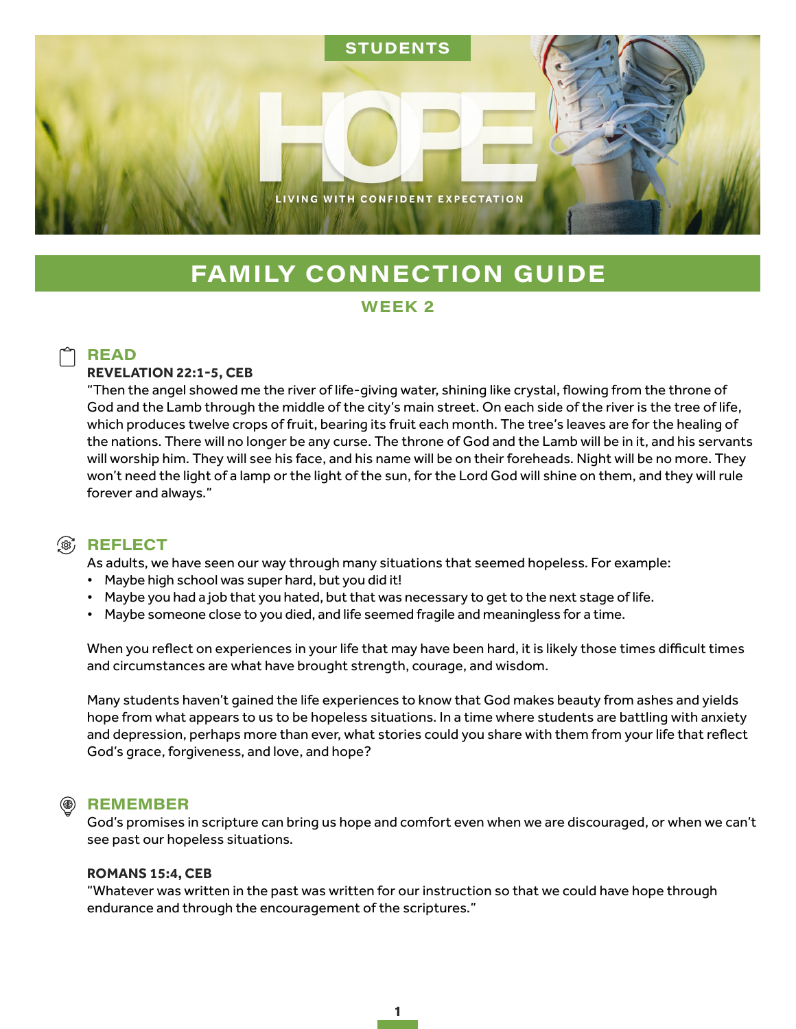STUDENTS

# HOPE

LIVING WITH CONFIDENT EXPECTATION

# FAMILY CONNECTION GUIDE

## WEEK 2

### READ

**REVELATION 22:1-5, CEB**

"Then the angel showed me the river of life-giving water, shining like crystal, flowing from the throne of God and the Lamb through the middle of the city's main street. On each side of the river is the tree of life, which produces twelve crops of fruit, bearing its fruit each month. The tree's leaves are for the healing of the nations. There will no longer be any curse. The throne of God and the Lamb will be in it, and his servants will worship him. They will see his face, and his name will be on their foreheads. Night will be no more. They won't need the light of a lamp or the light of the sun, for the Lord God will shine on them, and they will rule forever and always."

### REFLECT

As adults, we have seen our way through many situations that seemed hopeless. For example:

- Maybe high school was super hard, but you did it!
- Maybe you had a job that you hated, but that was necessary to get to the next stage of life.
- Maybe someone close to you died, and life seemed fragile and meaningless for a time.

When you reflect on experiences in your life that may have been hard, it is likely those times difficult times and circumstances are what have brought strength, courage, and wisdom.

Many students haven't gained the life experiences to know that God makes beauty from ashes and yields hope from what appears to us to be hopeless situations. In a time where students are battling with anxiety and depression, perhaps more than ever, what stories could you share with them from your life that reflect God's grace, forgiveness, and love, and hope?

### REMEMBER

God's promises in scripture can bring us hope and comfort even when we are discouraged, or when we can't see past our hopeless situations.

**ROMANS 15:4, CEB**

"Whatever was written in the past was written for our instruction so that we could have hope through endurance and through the encouragement of the scriptures."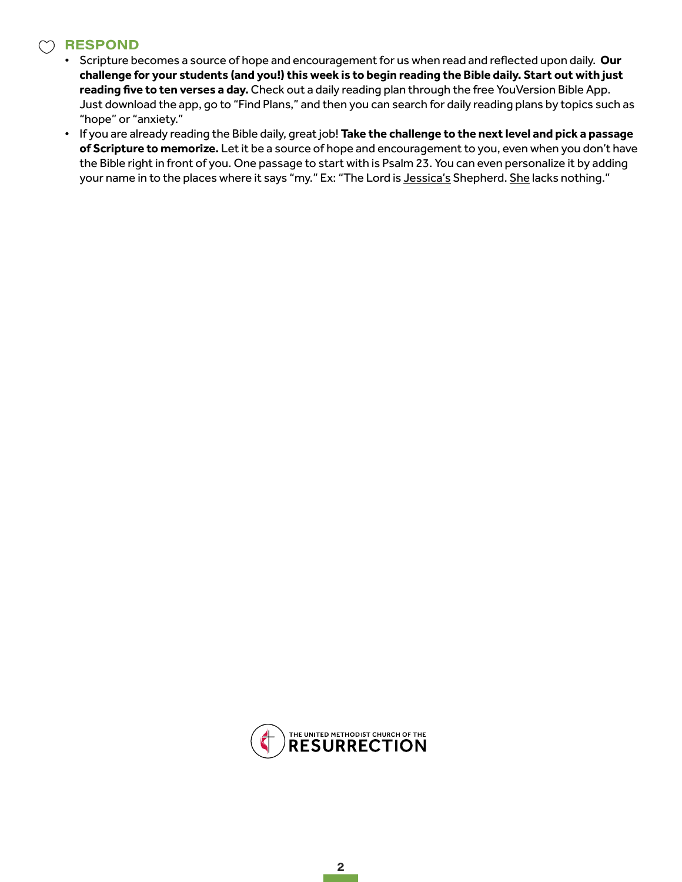## RESPOND

- Scripture becomes a source of hope and encouragement for us when read and reflected upon daily. **Our challenge for your students (and you!) this week is to begin reading the Bible daily. Start out with just reading five to ten verses a day.** Check out a daily reading plan through the free YouVersion Bible App. Just download the app, go to "Find Plans," and then you can search for daily reading plans by topics such as "hope" or "anxiety."
- If you are already reading the Bible daily, great job! **Take the challenge to the next level and pick a passage of Scripture to memorize.** Let it be a source of hope and encouragement to you, even when you don't have the Bible right in front of you. One passage to start with is Psalm 23. You can even personalize it by adding your name in to the places where it says "my." Ex: "The Lord is <u>Jessica's</u> Shepherd. <u>She</u> lacks nothing."

THE UNITED METHODIST CHURCH OF THE RESURRECTION